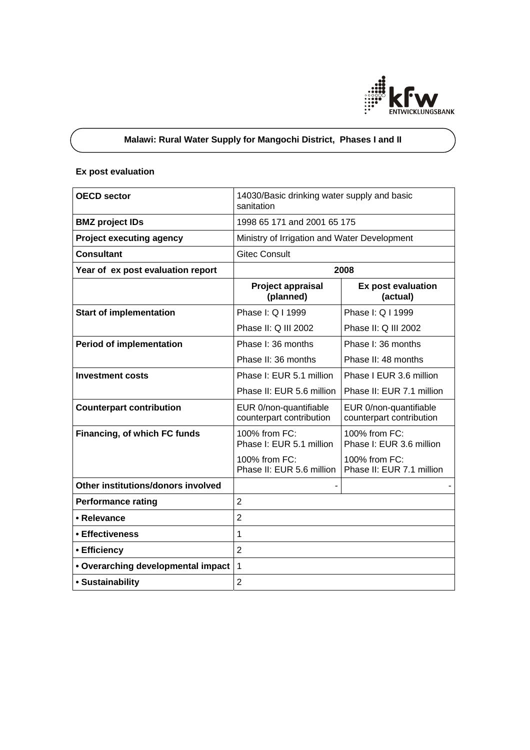# Malawi: Rural Water Supply for Mangochi District, Phases I and II

## Ex post evaluation

| OECD sector | 14030/Basic drinking water supply and basic sanitation | |
|---|---|---|
| **BMZ project IDs** | 1998 65 171 and 2001 65 175 | |
| **Project executing agency** | Ministry of Irrigation and Water Development | |
| **Consultant** | Gitec Consult | |
| **Year of ex post evaluation report** | **2008** | |
| | **Project appraisal (planned)** | **Ex post evaluation (actual)** |
| **Start of implementation** | Phase I: Q I 1999<br>Phase II: Q III 2002 | Phase I: Q I 1999<br>Phase II: Q III 2002 |
| **Period of implementation** | Phase I: 36 months<br>Phase II: 36 months | Phase I: 36 months<br>Phase II: 48 months |
| **Investment costs** | Phase I: EUR 5.1 million<br>Phase II: EUR 5.6 million | Phase I EUR 3.6 million<br>Phase II: EUR 7.1 million |
| **Counterpart contribution** | EUR 0/non-quantifiable counterpart contribution | EUR 0/non-quantifiable counterpart contribution |
| **Financing, of which FC funds** | 100% from FC: Phase I: EUR 5.1 million<br>100% from FC: Phase II: EUR 5.6 million | 100% from FC: Phase I: EUR 3.6 million<br>100% from FC: Phase II: EUR 7.1 million |
| **Other institutions/donors involved** | - | - |
| **Performance rating** | 2 | |
| **• Relevance** | 2 | |
| **• Effectiveness** | 1 | |
| **• Efficiency** | 2 | |
| **• Overarching developmental impact** | 1 | |
| **• Sustainability** | 2 | |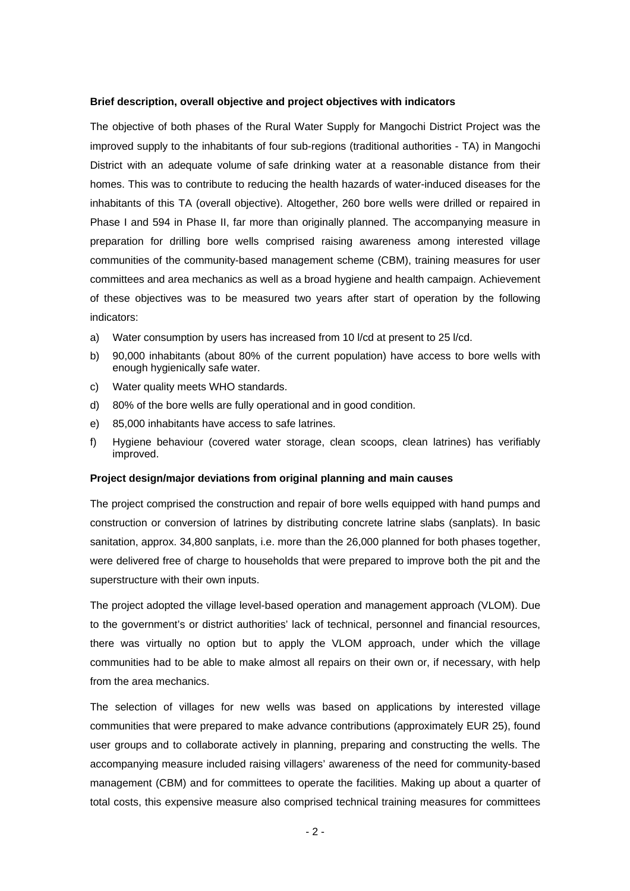**Brief description, overall objective and project objectives with indicators**

The objective of both phases of the Rural Water Supply for Mangochi District Project was the improved supply to the inhabitants of four sub-regions (traditional authorities - TA) in Mangochi District with an adequate volume of safe drinking water at a reasonable distance from their homes. This was to contribute to reducing the health hazards of water-induced diseases for the inhabitants of this TA (overall objective). Altogether, 260 bore wells were drilled or repaired in Phase I and 594 in Phase II, far more than originally planned. The accompanying measure in preparation for drilling bore wells comprised raising awareness among interested village communities of the community-based management scheme (CBM), training measures for user committees and area mechanics as well as a broad hygiene and health campaign. Achievement of these objectives was to be measured two years after start of operation by the following indicators:

a) Water consumption by users has increased from 10 l/cd at present to 25 l/cd.

b) 90,000 inhabitants (about 80% of the current population) have access to bore wells with enough hygienically safe water.

c) Water quality meets WHO standards.

d) 80% of the bore wells are fully operational and in good condition.

e) 85,000 inhabitants have access to safe latrines.

f) Hygiene behaviour (covered water storage, clean scoops, clean latrines) has verifiably improved.

**Project design/major deviations from original planning and main causes**

The project comprised the construction and repair of bore wells equipped with hand pumps and construction or conversion of latrines by distributing concrete latrine slabs (sanplats). In basic sanitation, approx. 34,800 sanplats, i.e. more than the 26,000 planned for both phases together, were delivered free of charge to households that were prepared to improve both the pit and the superstructure with their own inputs.

The project adopted the village level-based operation and management approach (VLOM). Due to the government's or district authorities' lack of technical, personnel and financial resources, there was virtually no option but to apply the VLOM approach, under which the village communities had to be able to make almost all repairs on their own or, if necessary, with help from the area mechanics.

The selection of villages for new wells was based on applications by interested village communities that were prepared to make advance contributions (approximately EUR 25), found user groups and to collaborate actively in planning, preparing and constructing the wells. The accompanying measure included raising villagers' awareness of the need for community-based management (CBM) and for committees to operate the facilities. Making up about a quarter of total costs, this expensive measure also comprised technical training measures for committees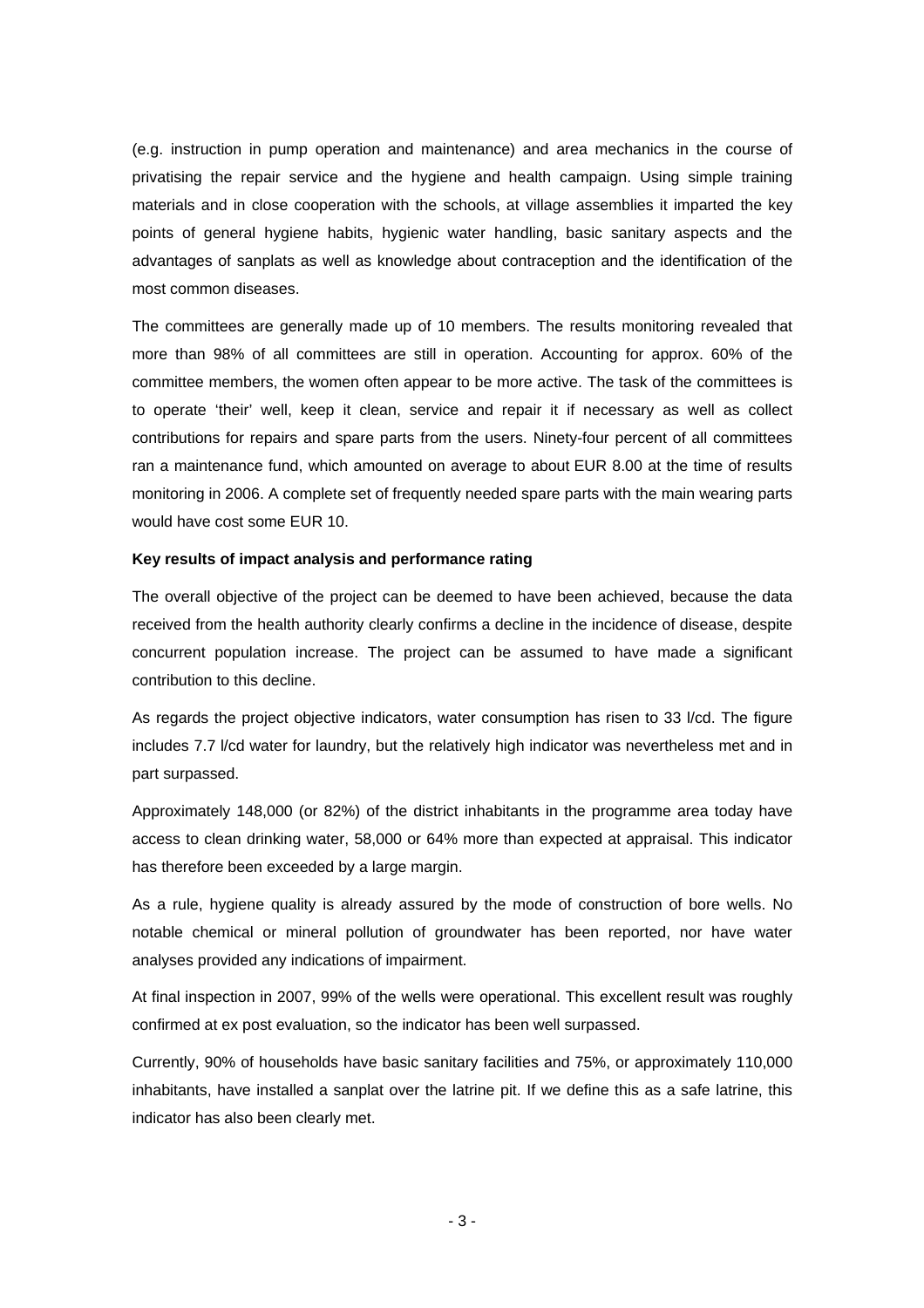(e.g. instruction in pump operation and maintenance) and area mechanics in the course of privatising the repair service and the hygiene and health campaign. Using simple training materials and in close cooperation with the schools, at village assemblies it imparted the key points of general hygiene habits, hygienic water handling, basic sanitary aspects and the advantages of sanplats as well as knowledge about contraception and the identification of the most common diseases.

The committees are generally made up of 10 members. The results monitoring revealed that more than 98% of all committees are still in operation. Accounting for approx. 60% of the committee members, the women often appear to be more active. The task of the committees is to operate 'their' well, keep it clean, service and repair it if necessary as well as collect contributions for repairs and spare parts from the users. Ninety-four percent of all committees ran a maintenance fund, which amounted on average to about EUR 8.00 at the time of results monitoring in 2006. A complete set of frequently needed spare parts with the main wearing parts would have cost some EUR 10.

**Key results of impact analysis and performance rating**

The overall objective of the project can be deemed to have been achieved, because the data received from the health authority clearly confirms a decline in the incidence of disease, despite concurrent population increase. The project can be assumed to have made a significant contribution to this decline.

As regards the project objective indicators, water consumption has risen to 33 l/cd. The figure includes 7.7 l/cd water for laundry, but the relatively high indicator was nevertheless met and in part surpassed.

Approximately 148,000 (or 82%) of the district inhabitants in the programme area today have access to clean drinking water, 58,000 or 64% more than expected at appraisal. This indicator has therefore been exceeded by a large margin.

As a rule, hygiene quality is already assured by the mode of construction of bore wells. No notable chemical or mineral pollution of groundwater has been reported, nor have water analyses provided any indications of impairment.

At final inspection in 2007, 99% of the wells were operational. This excellent result was roughly confirmed at ex post evaluation, so the indicator has been well surpassed.

Currently, 90% of households have basic sanitary facilities and 75%, or approximately 110,000 inhabitants, have installed a sanplat over the latrine pit. If we define this as a safe latrine, this indicator has also been clearly met.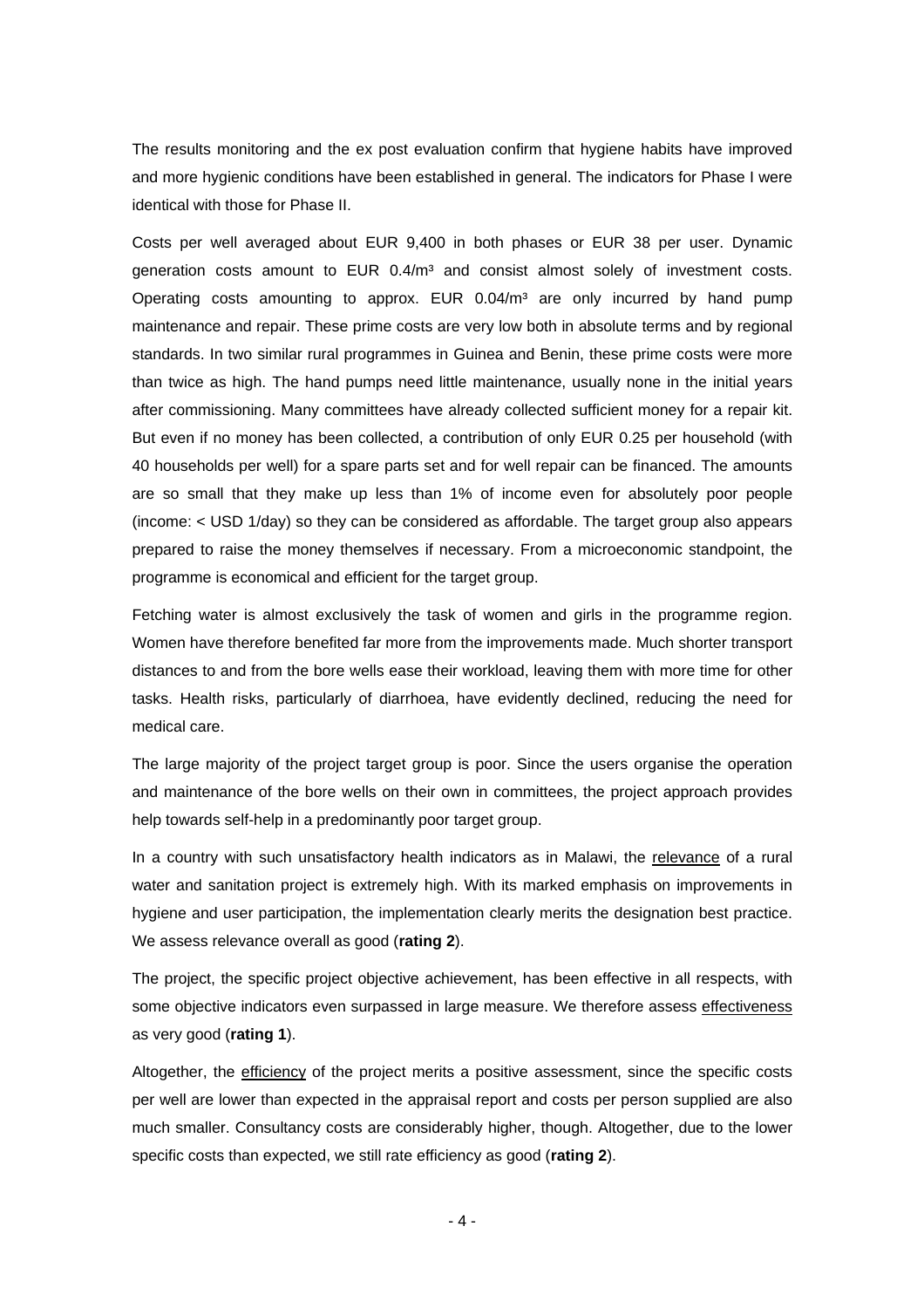The results monitoring and the ex post evaluation confirm that hygiene habits have improved and more hygienic conditions have been established in general. The indicators for Phase I were identical with those for Phase II.

Costs per well averaged about EUR 9,400 in both phases or EUR 38 per user. Dynamic generation costs amount to EUR 0.4/m³ and consist almost solely of investment costs. Operating costs amounting to approx. EUR 0.04/m³ are only incurred by hand pump maintenance and repair. These prime costs are very low both in absolute terms and by regional standards. In two similar rural programmes in Guinea and Benin, these prime costs were more than twice as high. The hand pumps need little maintenance, usually none in the initial years after commissioning. Many committees have already collected sufficient money for a repair kit. But even if no money has been collected, a contribution of only EUR 0.25 per household (with 40 households per well) for a spare parts set and for well repair can be financed. The amounts are so small that they make up less than 1% of income even for absolutely poor people (income: < USD 1/day) so they can be considered as affordable. The target group also appears prepared to raise the money themselves if necessary. From a microeconomic standpoint, the programme is economical and efficient for the target group.

Fetching water is almost exclusively the task of women and girls in the programme region. Women have therefore benefited far more from the improvements made. Much shorter transport distances to and from the bore wells ease their workload, leaving them with more time for other tasks. Health risks, particularly of diarrhoea, have evidently declined, reducing the need for medical care.

The large majority of the project target group is poor. Since the users organise the operation and maintenance of the bore wells on their own in committees, the project approach provides help towards self-help in a predominantly poor target group.

In a country with such unsatisfactory health indicators as in Malawi, the relevance of a rural water and sanitation project is extremely high. With its marked emphasis on improvements in hygiene and user participation, the implementation clearly merits the designation best practice. We assess relevance overall as good (**rating 2**).

The project, the specific project objective achievement, has been effective in all respects, with some objective indicators even surpassed in large measure. We therefore assess effectiveness as very good (**rating 1**).

Altogether, the efficiency of the project merits a positive assessment, since the specific costs per well are lower than expected in the appraisal report and costs per person supplied are also much smaller. Consultancy costs are considerably higher, though. Altogether, due to the lower specific costs than expected, we still rate efficiency as good (**rating 2**).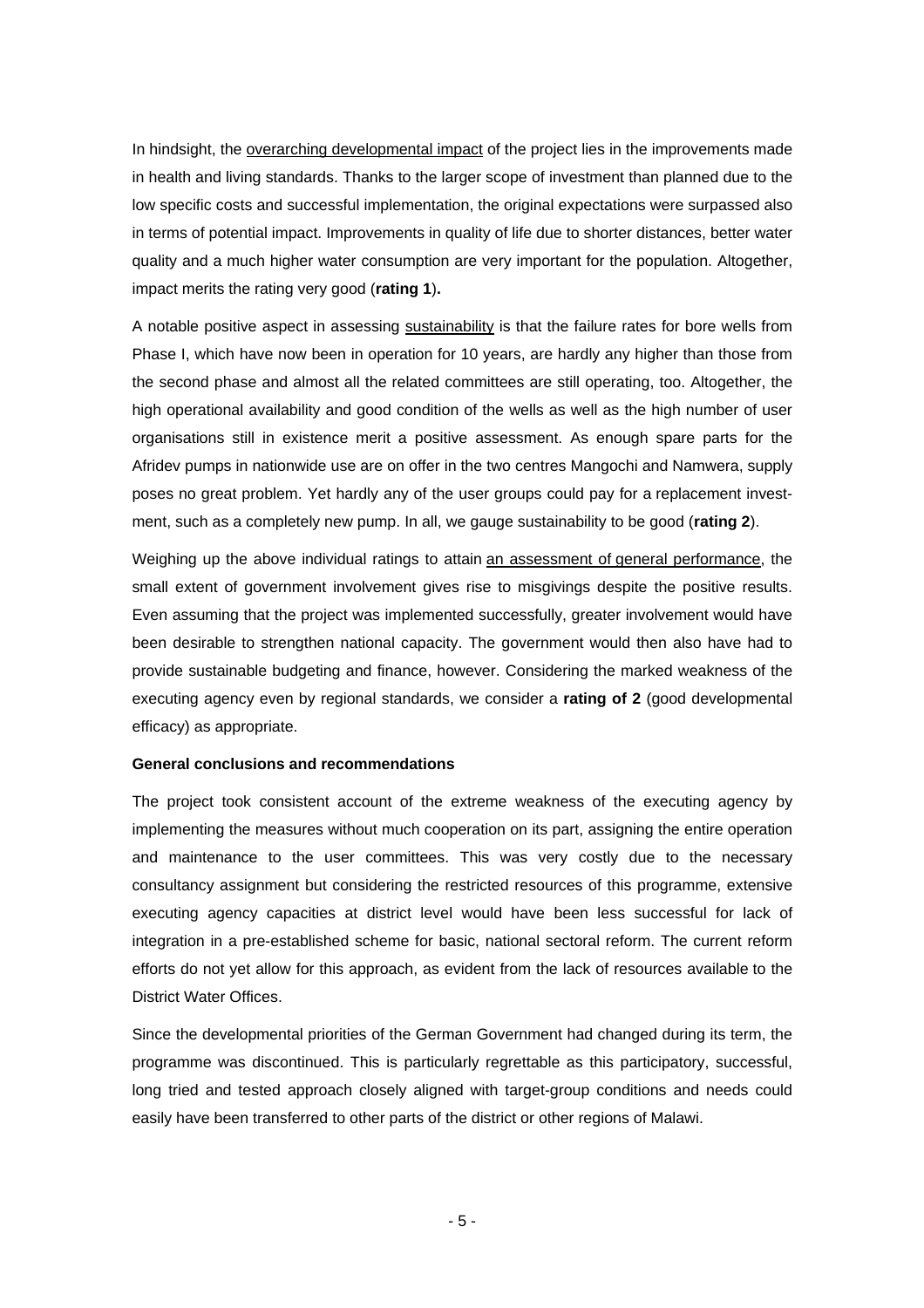In hindsight, the overarching developmental impact of the project lies in the improvements made in health and living standards. Thanks to the larger scope of investment than planned due to the low specific costs and successful implementation, the original expectations were surpassed also in terms of potential impact. Improvements in quality of life due to shorter distances, better water quality and a much higher water consumption are very important for the population. Altogether, impact merits the rating very good (**rating 1**)**.**

A notable positive aspect in assessing sustainability is that the failure rates for bore wells from Phase I, which have now been in operation for 10 years, are hardly any higher than those from the second phase and almost all the related committees are still operating, too. Altogether, the high operational availability and good condition of the wells as well as the high number of user organisations still in existence merit a positive assessment. As enough spare parts for the Afridev pumps in nationwide use are on offer in the two centres Mangochi and Namwera, supply poses no great problem. Yet hardly any of the user groups could pay for a replacement investment, such as a completely new pump. In all, we gauge sustainability to be good (**rating 2**).

Weighing up the above individual ratings to attain an assessment of general performance, the small extent of government involvement gives rise to misgivings despite the positive results. Even assuming that the project was implemented successfully, greater involvement would have been desirable to strengthen national capacity. The government would then also have had to provide sustainable budgeting and finance, however. Considering the marked weakness of the executing agency even by regional standards, we consider a **rating of 2** (good developmental efficacy) as appropriate.

**General conclusions and recommendations**

The project took consistent account of the extreme weakness of the executing agency by implementing the measures without much cooperation on its part, assigning the entire operation and maintenance to the user committees. This was very costly due to the necessary consultancy assignment but considering the restricted resources of this programme, extensive executing agency capacities at district level would have been less successful for lack of integration in a pre-established scheme for basic, national sectoral reform. The current reform efforts do not yet allow for this approach, as evident from the lack of resources available to the District Water Offices.

Since the developmental priorities of the German Government had changed during its term, the programme was discontinued. This is particularly regrettable as this participatory, successful, long tried and tested approach closely aligned with target-group conditions and needs could easily have been transferred to other parts of the district or other regions of Malawi.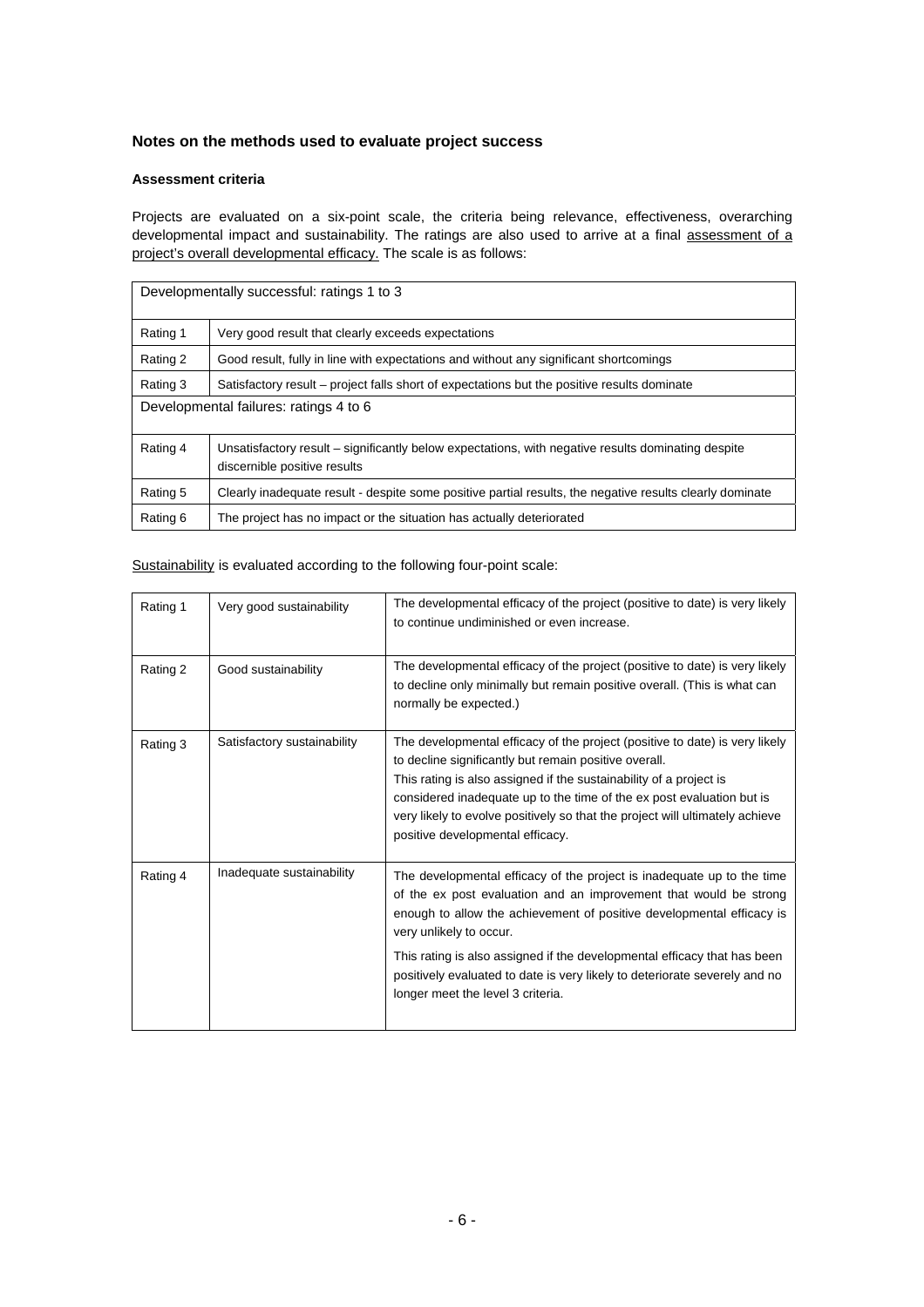## Notes on the methods used to evaluate project success

### Assessment criteria

Projects are evaluated on a six-point scale, the criteria being relevance, effectiveness, overarching developmental impact and sustainability. The ratings are also used to arrive at a final assessment of a project's overall developmental efficacy. The scale is as follows:

| Developmentally successful: ratings 1 to 3 | |
|---|---|
| Rating 1 | Very good result that clearly exceeds expectations |
| Rating 2 | Good result, fully in line with expectations and without any significant shortcomings |
| Rating 3 | Satisfactory result – project falls short of expectations but the positive results dominate |
| **Developmental failures: ratings 4 to 6** | |
| Rating 4 | Unsatisfactory result – significantly below expectations, with negative results dominating despite discernible positive results |
| Rating 5 | Clearly inadequate result - despite some positive partial results, the negative results clearly dominate |
| Rating 6 | The project has no impact or the situation has actually deteriorated |

Sustainability is evaluated according to the following four-point scale:

| | | |
|---|---|---|
| Rating 1 | Very good sustainability | The developmental efficacy of the project (positive to date) is very likely to continue undiminished or even increase. |
| Rating 2 | Good sustainability | The developmental efficacy of the project (positive to date) is very likely to decline only minimally but remain positive overall. (This is what can normally be expected.) |
| Rating 3 | Satisfactory sustainability | The developmental efficacy of the project (positive to date) is very likely to decline significantly but remain positive overall.<br>This rating is also assigned if the sustainability of a project is considered inadequate up to the time of the ex post evaluation but is very likely to evolve positively so that the project will ultimately achieve positive developmental efficacy. |
| Rating 4 | Inadequate sustainability | The developmental efficacy of the project is inadequate up to the time of the ex post evaluation and an improvement that would be strong enough to allow the achievement of positive developmental efficacy is very unlikely to occur.<br>This rating is also assigned if the developmental efficacy that has been positively evaluated to date is very likely to deteriorate severely and no longer meet the level 3 criteria. |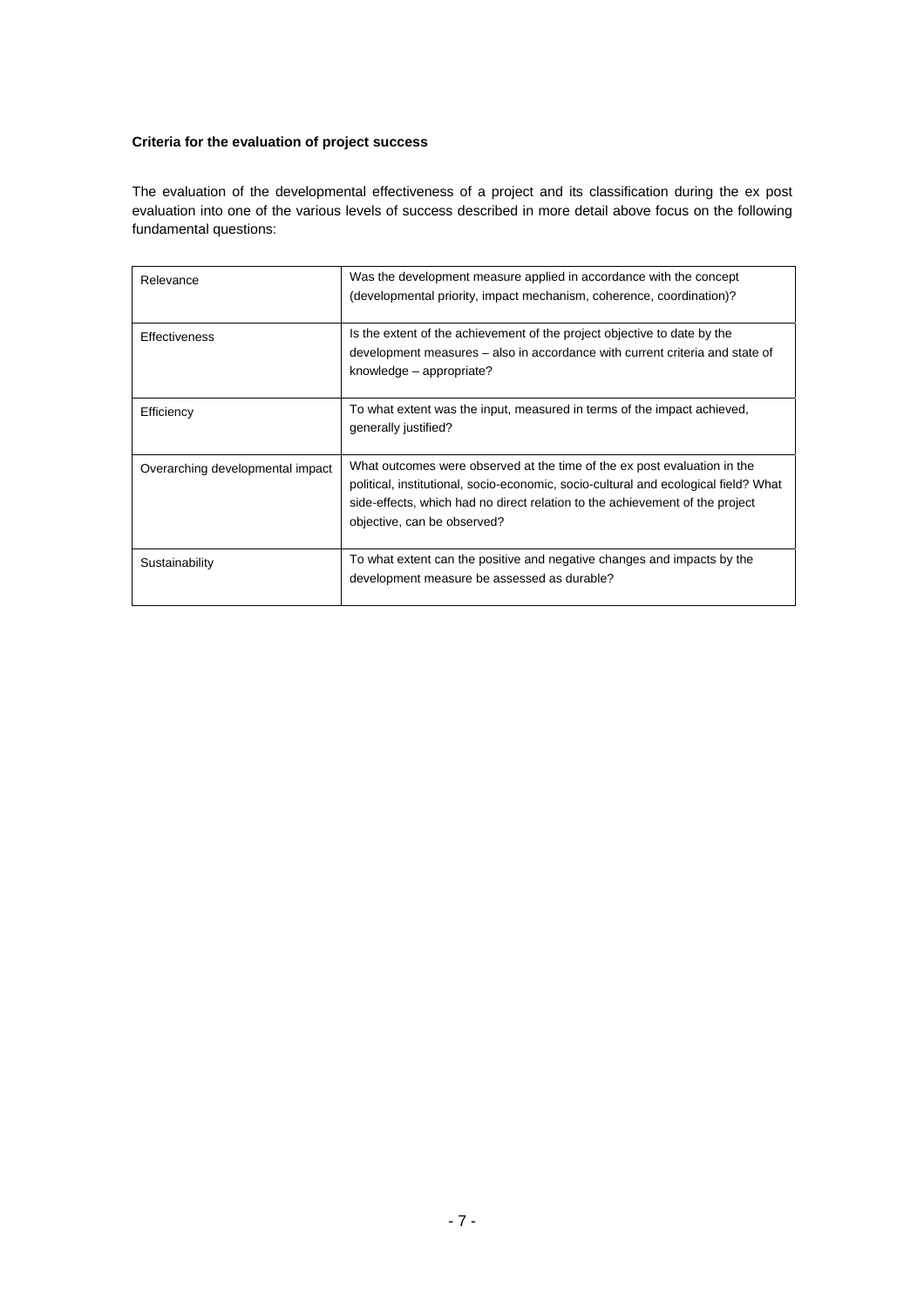**Criteria for the evaluation of project success**

The evaluation of the developmental effectiveness of a project and its classification during the ex post evaluation into one of the various levels of success described in more detail above focus on the following fundamental questions:

| | |
|---|---|
| Relevance | Was the development measure applied in accordance with the concept (developmental priority, impact mechanism, coherence, coordination)? |
| Effectiveness | Is the extent of the achievement of the project objective to date by the development measures – also in accordance with current criteria and state of knowledge – appropriate? |
| Efficiency | To what extent was the input, measured in terms of the impact achieved, generally justified? |
| Overarching developmental impact | What outcomes were observed at the time of the ex post evaluation in the political, institutional, socio-economic, socio-cultural and ecological field? What side-effects, which had no direct relation to the achievement of the project objective, can be observed? |
| Sustainability | To what extent can the positive and negative changes and impacts by the development measure be assessed as durable? |